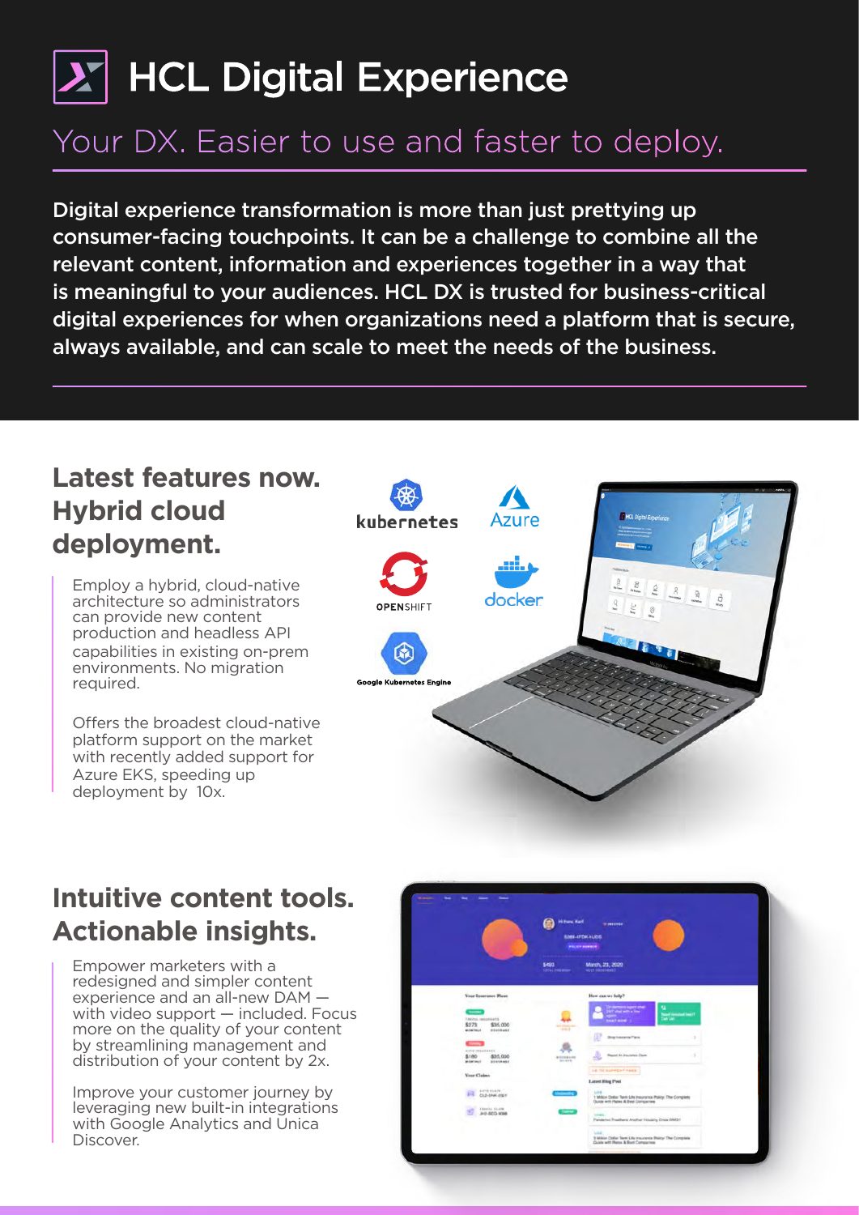# HCL Digital Experience

## Your DX. Easier to use and faster to deploy.

**Digital experience transformation is more than just prettying up consumer-facing touchpoints. It can be a challenge to combine all the relevant content, information and experiences together in a way that is meaningful to your audiences. HCL DX is trusted for business-critical digital experiences for when organizations need a platform that is secure, always available, and can scale to meet the needs of the business.**

## Latest features now. Hybrid cloud deployment.

Employ a hybrid, cloud-native architecture so administrators can provide new content production and headless API capabilities in existing on-prem environments. No migration required.

Offers the broadest cloud-native platform support on the market with recently added support for Azure EKS, speeding up deployment by 10x.

## Intuitive content tools. Actionable insights.

Empower marketers with a redesigned and simpler content experience and an all-new DAM — with video support — included. Focus more on the quality of your content by streamlining management and distribution of your content by 2x.

Improve your customer journey by leveraging new built-in integrations with Google Analytics and Unica Discover.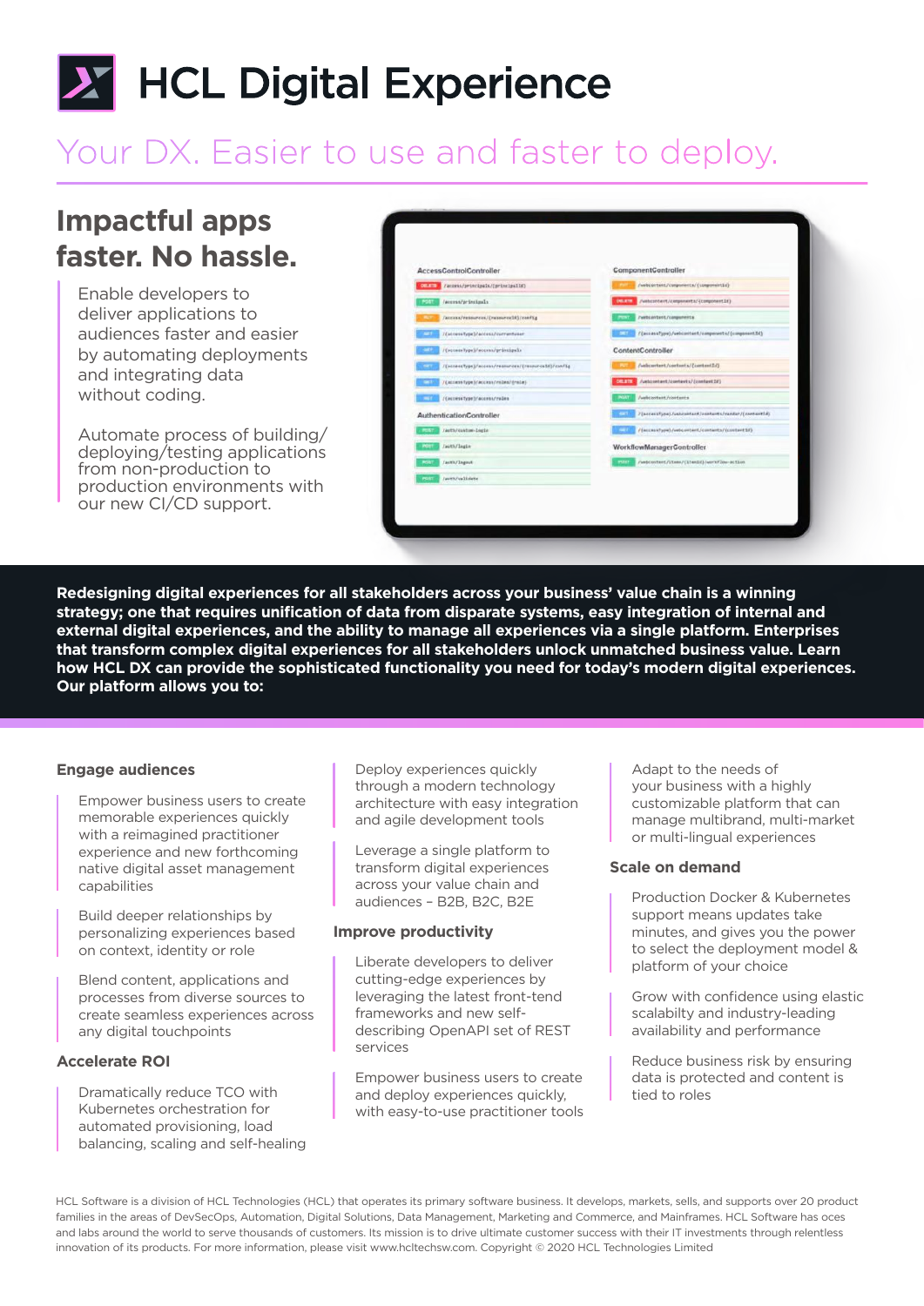# HCL Digital Experience

## Your DX. Easier to use and faster to deploy.

## Impactful apps faster. No hassle.

Enable developers to deliver applications to audiences faster and easier by automating deployments and integrating data without coding.

Automate process of building/ deploying/testing applications from non-production to production environments with our new CI/CD support.

**Redesigning digital experiences for all stakeholders across your business' value chain is a winning strategy; one that requires unification of data from disparate systems, easy integration of internal and external digital experiences, and the ability to manage all experiences via a single platform. Enterprises that transform complex digital experiences for all stakeholders unlock unmatched business value. Learn how HCL DX can provide the sophisticated functionality you need for today's modern digital experiences. Our platform allows you to:**

### Engage audiences

Empower business users to create memorable experiences quickly with a reimagined practitioner experience and new forthcoming native digital asset management capabilities

Build deeper relationships by personalizing experiences based on context, identity or role

Blend content, applications and processes from diverse sources to create seamless experiences across any digital touchpoints

### Accelerate ROI

Dramatically reduce TCO with Kubernetes orchestration for automated provisioning, load balancing, scaling and self-healing

Deploy experiences quickly through a modern technology architecture with easy integration and agile development tools

Leverage a single platform to transform digital experiences across your value chain and audiences – B2B, B2C, B2E

### Improve productivity

Liberate developers to deliver cutting-edge experiences by leveraging the latest front-tend frameworks and new self-describing OpenAPI set of REST services

Empower business users to create and deploy experiences quickly, with easy-to-use practitioner tools

Adapt to the needs of your business with a highly customizable platform that can manage multibrand, multi-market or multi-lingual experiences

### Scale on demand

Production Docker & Kubernetes support means updates take minutes, and gives you the power to select the deployment model & platform of your choice

Grow with confidence using elastic scalabilty and industry-leading availability and performance

Reduce business risk by ensuring data is protected and content is tied to roles

HCL Software is a division of HCL Technologies (HCL) that operates its primary software business. It develops, markets, sells, and supports over 20 product families in the areas of DevSecOps, Automation, Digital Solutions, Data Management, Marketing and Commerce, and Mainframes. HCL Software has oces and labs around the world to serve thousands of customers. Its mission is to drive ultimate customer success with their IT investments through relentless innovation of its products. For more information, please visit www.hcltechsw.com. Copyright © 2020 HCL Technologies Limited